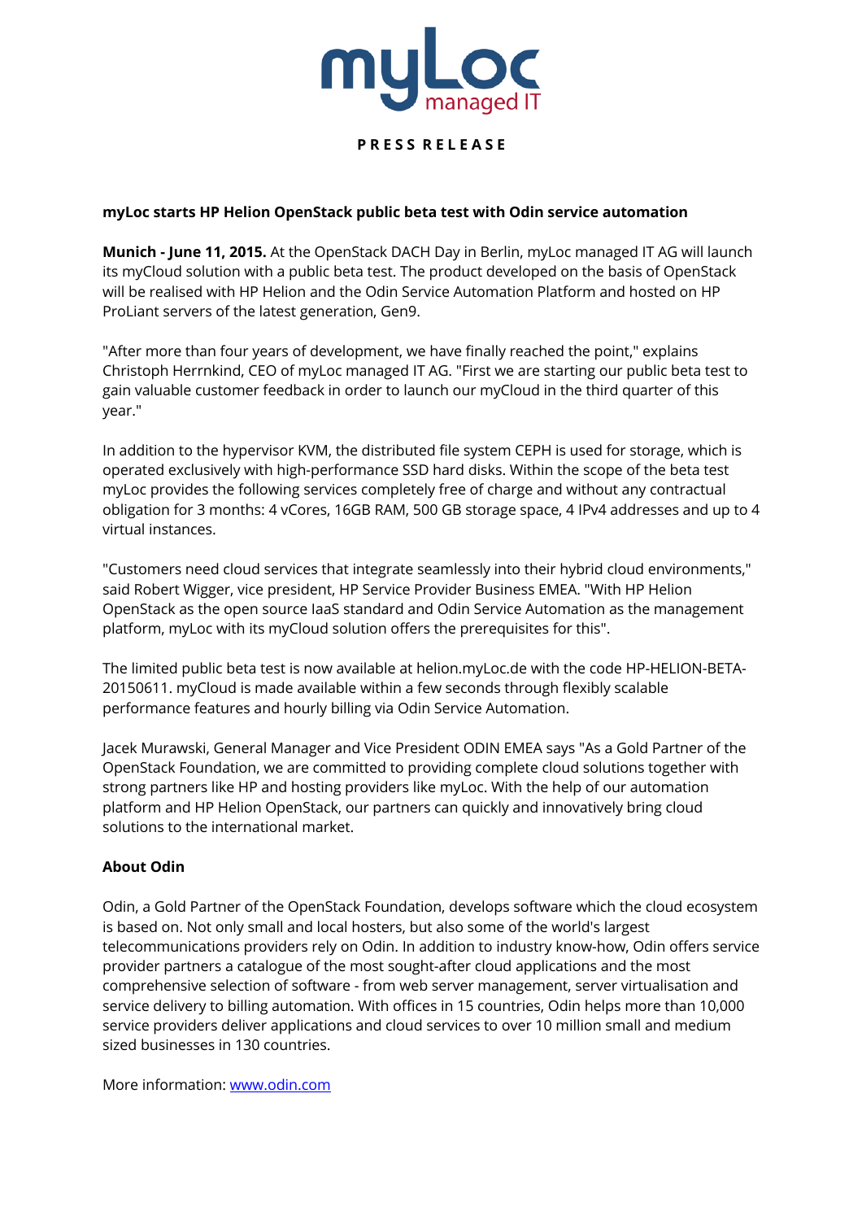myLoc managed IT

PRESS RELEASE

**myLoc starts HP Helion OpenStack public beta test with Odin service automation**

**Munich - June 11, 2015.** At the OpenStack DACH Day in Berlin, myLoc managed IT AG will launch its myCloud solution with a public beta test. The product developed on the basis of OpenStack will be realised with HP Helion and the Odin Service Automation Platform and hosted on HP ProLiant servers of the latest generation, Gen9.

"After more than four years of development, we have finally reached the point," explains Christoph Herrnkind, CEO of myLoc managed IT AG. "First we are starting our public beta test to gain valuable customer feedback in order to launch our myCloud in the third quarter of this year."

In addition to the hypervisor KVM, the distributed file system CEPH is used for storage, which is operated exclusively with high-performance SSD hard disks. Within the scope of the beta test myLoc provides the following services completely free of charge and without any contractual obligation for 3 months: 4 vCores, 16GB RAM, 500 GB storage space, 4 IPv4 addresses and up to 4 virtual instances.

"Customers need cloud services that integrate seamlessly into their hybrid cloud environments," said Robert Wigger, vice president, HP Service Provider Business EMEA. "With HP Helion OpenStack as the open source IaaS standard and Odin Service Automation as the management platform, myLoc with its myCloud solution offers the prerequisites for this".

The limited public beta test is now available at helion.myLoc.de with the code HP-HELION-BETA-20150611. myCloud is made available within a few seconds through flexibly scalable performance features and hourly billing via Odin Service Automation.

Jacek Murawski, General Manager and Vice President ODIN EMEA says "As a Gold Partner of the OpenStack Foundation, we are committed to providing complete cloud solutions together with strong partners like HP and hosting providers like myLoc. With the help of our automation platform and HP Helion OpenStack, our partners can quickly and innovatively bring cloud solutions to the international market.

**About Odin**

Odin, a Gold Partner of the OpenStack Foundation, develops software which the cloud ecosystem is based on. Not only small and local hosters, but also some of the world's largest telecommunications providers rely on Odin. In addition to industry know-how, Odin offers service provider partners a catalogue of the most sought-after cloud applications and the most comprehensive selection of software - from web server management, server virtualisation and service delivery to billing automation. With offices in 15 countries, Odin helps more than 10,000 service providers deliver applications and cloud services to over 10 million small and medium sized businesses in 130 countries.

More information: [www.odin.com](http://www.odin.com)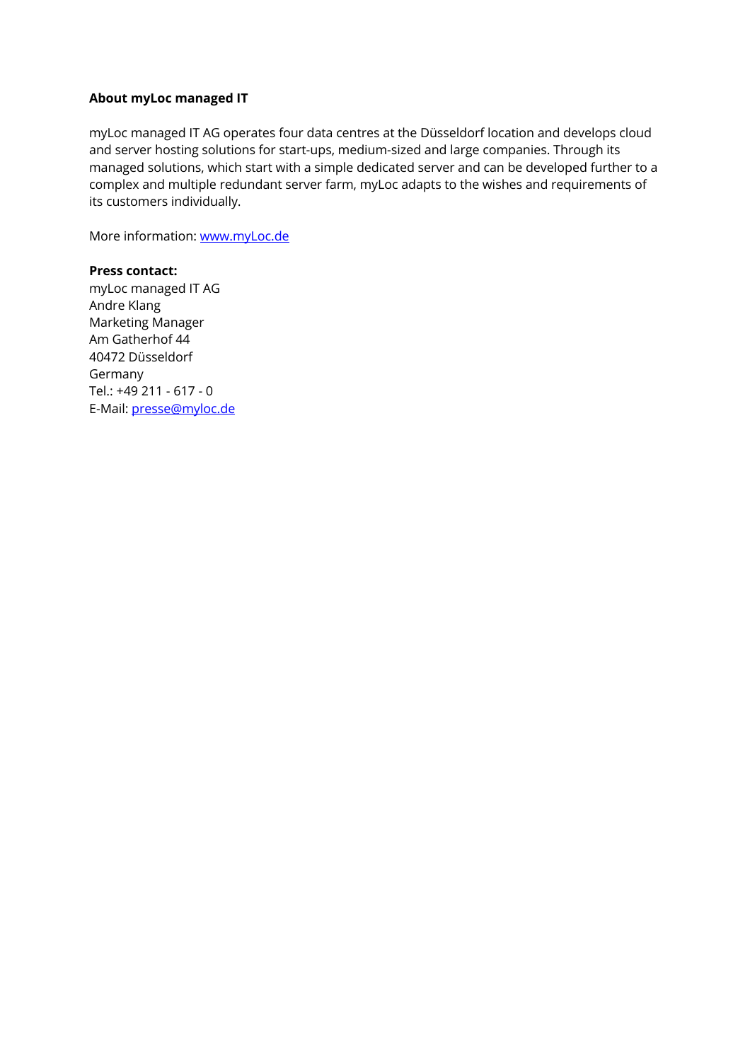**About myLoc managed IT**

myLoc managed IT AG operates four data centres at the Düsseldorf location and develops cloud and server hosting solutions for start-ups, medium-sized and large companies. Through its managed solutions, which start with a simple dedicated server and can be developed further to a complex and multiple redundant server farm, myLoc adapts to the wishes and requirements of its customers individually.

More information: [www.myLoc.de](http://www.myLoc.de)

**Press contact:**
myLoc managed IT AG
Andre Klang
Marketing Manager
Am Gatherhof 44
40472 Düsseldorf
Germany
Tel.: +49 211 - 617 - 0
E-Mail: [presse@myloc.de](mailto:presse@myloc.de)